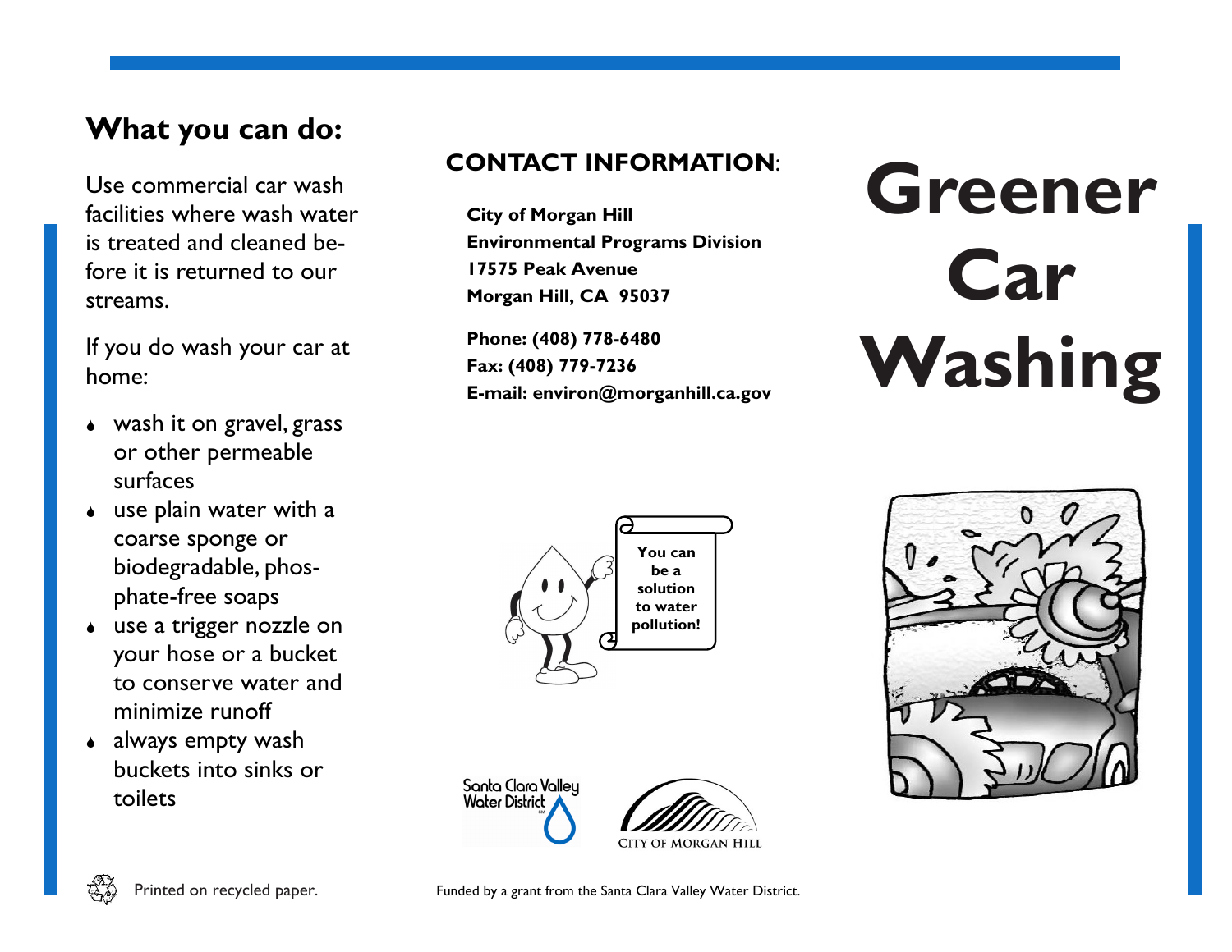## What you can do:

Use commercial car wash facilities where wash water is treated and cleaned before it is returned to our streams.

If you do wash your car at home:

- wash it on gravel, grass or other permeable surfaces
- use plain water with a coarse sponge or biodegradable, phosphate-free soaps
- use a trigger nozzle on your hose or a bucket to conserve water and minimize runoff
- always empty wash buckets into sinks or toilets

Printed on recycled paper.

### CONTACT INFORMATION:

**City of Morgan Hill**
**Environmental Programs Division**
**17575 Peak Avenue**
**Morgan Hill, CA 95037**

**Phone: (408) 778-6480**
**Fax: (408) 779-7236**
**E-mail: environ@morganhill.ca.gov**

You can be a solution to water pollution!

Santa Clara Valley Water District

City of Morgan Hill

Funded by a grant from the Santa Clara Valley Water District.

# Greener Car Washing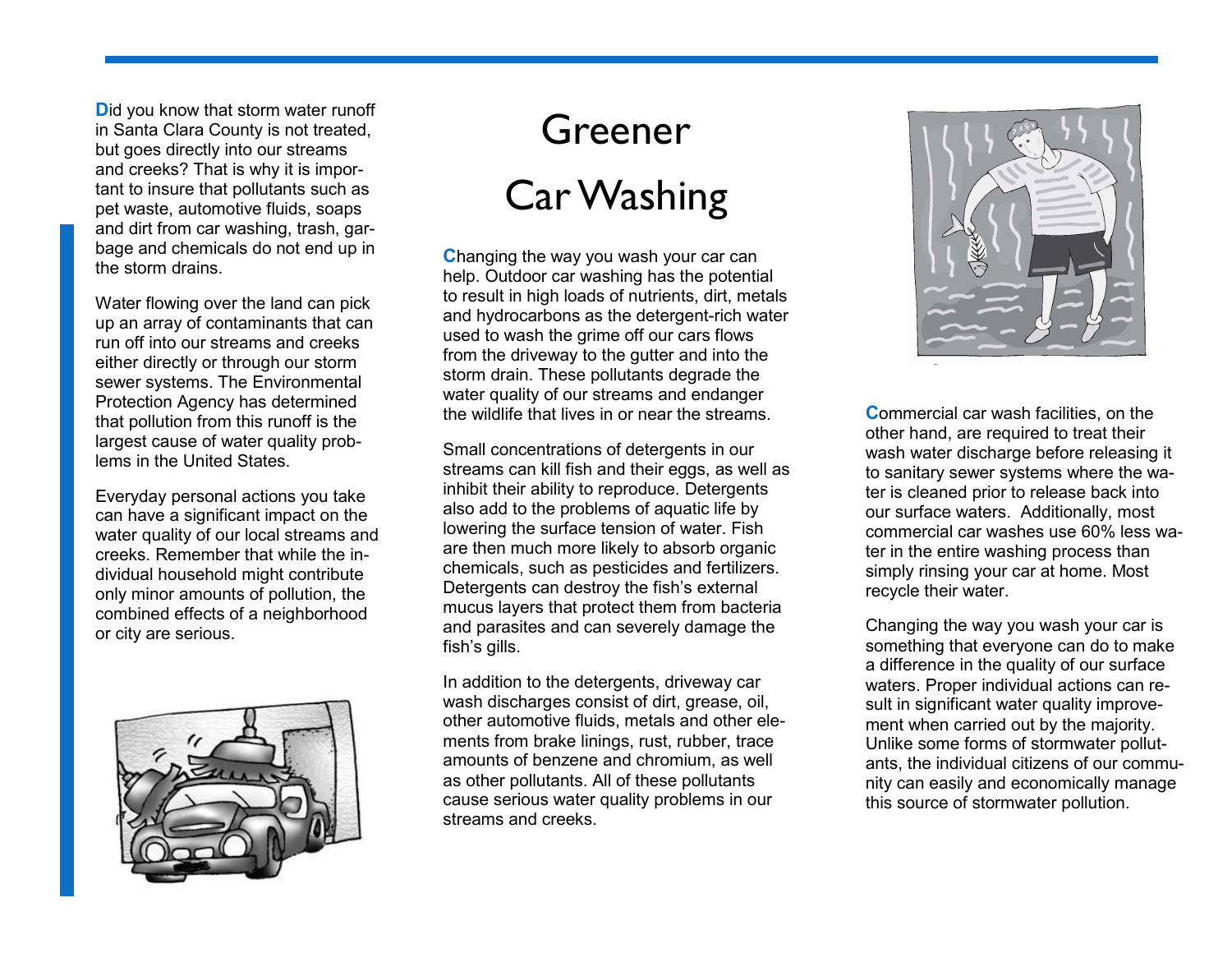# Greener Car Washing

Did you know that storm water runoff in Santa Clara County is not treated, but goes directly into our streams and creeks? That is why it is important to insure that pollutants such as pet waste, automotive fluids, soaps and dirt from car washing, trash, garbage and chemicals do not end up in the storm drains.

Water flowing over the land can pick up an array of contaminants that can run off into our streams and creeks either directly or through our storm sewer systems. The Environmental Protection Agency has determined that pollution from this runoff is the largest cause of water quality problems in the United States.

Everyday personal actions you take can have a significant impact on the water quality of our local streams and creeks. Remember that while the individual household might contribute only minor amounts of pollution, the combined effects of a neighborhood or city are serious.

Changing the way you wash your car can help. Outdoor car washing has the potential to result in high loads of nutrients, dirt, metals and hydrocarbons as the detergent-rich water used to wash the grime off our cars flows from the driveway to the gutter and into the storm drain. These pollutants degrade the water quality of our streams and endanger the wildlife that lives in or near the streams.

Small concentrations of detergents in our streams can kill fish and their eggs, as well as inhibit their ability to reproduce. Detergents also add to the problems of aquatic life by lowering the surface tension of water. Fish are then much more likely to absorb organic chemicals, such as pesticides and fertilizers. Detergents can destroy the fish's external mucus layers that protect them from bacteria and parasites and can severely damage the fish's gills.

In addition to the detergents, driveway car wash discharges consist of dirt, grease, oil, other automotive fluids, metals and other elements from brake linings, rust, rubber, trace amounts of benzene and chromium, as well as other pollutants. All of these pollutants cause serious water quality problems in our streams and creeks.

Commercial car wash facilities, on the other hand, are required to treat their wash water discharge before releasing it to sanitary sewer systems where the water is cleaned prior to release back into our surface waters. Additionally, most commercial car washes use 60% less water in the entire washing process than simply rinsing your car at home. Most recycle their water.

Changing the way you wash your car is something that everyone can do to make a difference in the quality of our surface waters. Proper individual actions can result in significant water quality improvement when carried out by the majority. Unlike some forms of stormwater pollutants, the individual citizens of our community can easily and economically manage this source of stormwater pollution.